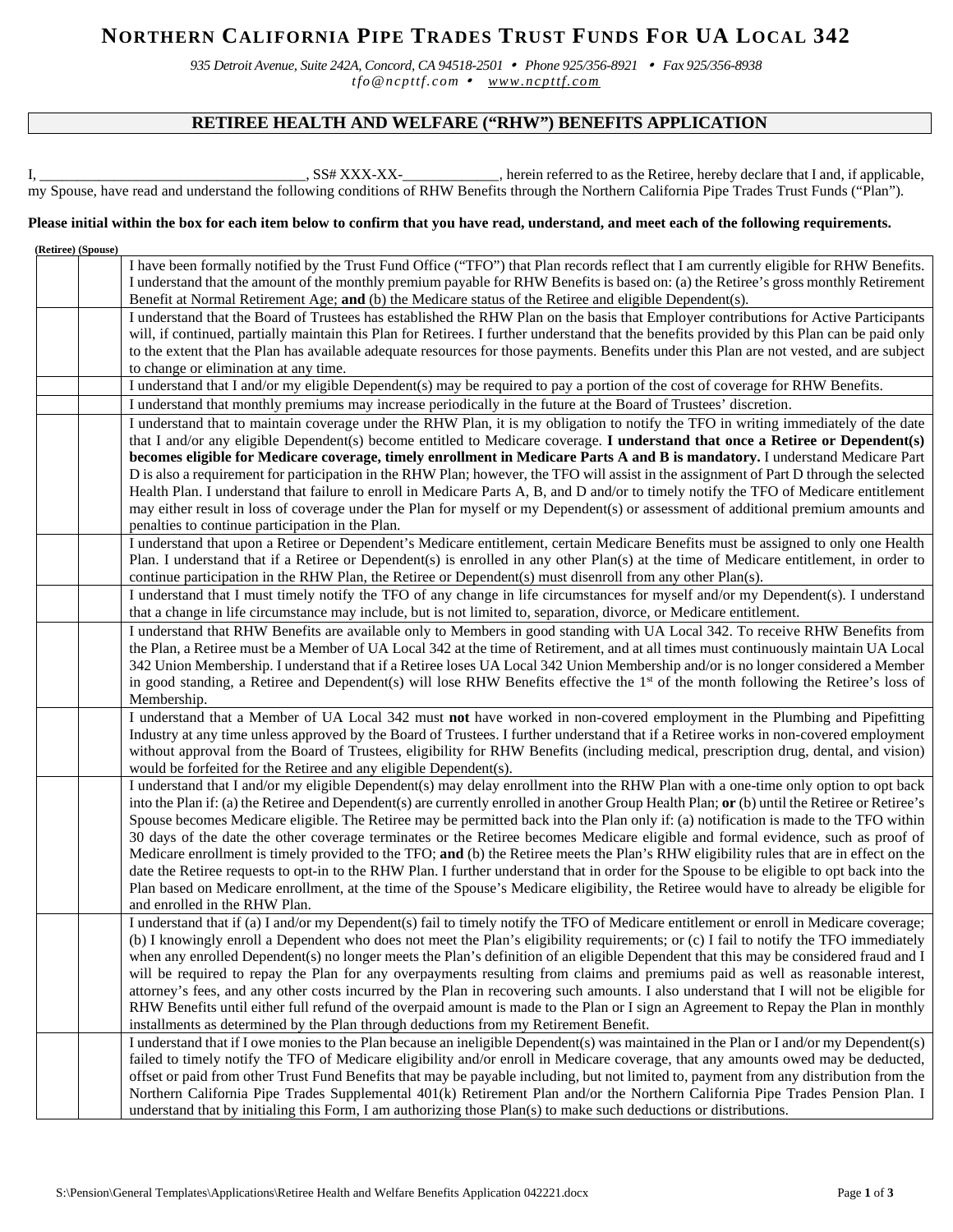# NORTHERN CALIFORNIA PIPE TRADES TRUST FUNDS FOR UA LOCAL 342

*935 Detroit Avenue, Suite 242A, Concord, CA 94518-2501 • Phone 925/356-8921 • Fax 925/356-8938*
*tfo@ncpttf.com • www.ncpttf.com*

## RETIREE HEALTH AND WELFARE ("RHW") BENEFITS APPLICATION

I, ____________________________________, SS# XXX-XX-_____________, herein referred to as the Retiree, hereby declare that I and, if applicable, my Spouse, have read and understand the following conditions of RHW Benefits through the Northern California Pipe Trades Trust Funds ("Plan").

**Please initial within the box for each item below to confirm that you have read, understand, and meet each of the following requirements.**

| (Retiree) | (Spouse) | |
|---|---|---|
| | | I have been formally notified by the Trust Fund Office ("TFO") that Plan records reflect that I am currently eligible for RHW Benefits. I understand that the amount of the monthly premium payable for RHW Benefits is based on: (a) the Retiree's gross monthly Retirement Benefit at Normal Retirement Age; **and** (b) the Medicare status of the Retiree and eligible Dependent(s). |
| | | I understand that the Board of Trustees has established the RHW Plan on the basis that Employer contributions for Active Participants will, if continued, partially maintain this Plan for Retirees. I further understand that the benefits provided by this Plan can be paid only to the extent that the Plan has available adequate resources for those payments. Benefits under this Plan are not vested, and are subject to change or elimination at any time. |
| | | I understand that I and/or my eligible Dependent(s) may be required to pay a portion of the cost of coverage for RHW Benefits. |
| | | I understand that monthly premiums may increase periodically in the future at the Board of Trustees' discretion. |
| | | I understand that to maintain coverage under the RHW Plan, it is my obligation to notify the TFO in writing immediately of the date that I and/or any eligible Dependent(s) become entitled to Medicare coverage. **I understand that once a Retiree or Dependent(s) becomes eligible for Medicare coverage, timely enrollment in Medicare Parts A and B is mandatory.** I understand Medicare Part D is also a requirement for participation in the RHW Plan; however, the TFO will assist in the assignment of Part D through the selected Health Plan. I understand that failure to enroll in Medicare Parts A, B, and D and/or to timely notify the TFO of Medicare entitlement may either result in loss of coverage under the Plan for myself or my Dependent(s) or assessment of additional premium amounts and penalties to continue participation in the Plan. |
| | | I understand that upon a Retiree or Dependent's Medicare entitlement, certain Medicare Benefits must be assigned to only one Health Plan. I understand that if a Retiree or Dependent(s) is enrolled in any other Plan(s) at the time of Medicare entitlement, in order to continue participation in the RHW Plan, the Retiree or Dependent(s) must disenroll from any other Plan(s). |
| | | I understand that I must timely notify the TFO of any change in life circumstances for myself and/or my Dependent(s). I understand that a change in life circumstance may include, but is not limited to, separation, divorce, or Medicare entitlement. |
| | | I understand that RHW Benefits are available only to Members in good standing with UA Local 342. To receive RHW Benefits from the Plan, a Retiree must be a Member of UA Local 342 at the time of Retirement, and at all times must continuously maintain UA Local 342 Union Membership. I understand that if a Retiree loses UA Local 342 Union Membership and/or is no longer considered a Member in good standing, a Retiree and Dependent(s) will lose RHW Benefits effective the 1st of the month following the Retiree's loss of Membership. |
| | | I understand that a Member of UA Local 342 must **not** have worked in non-covered employment in the Plumbing and Pipefitting Industry at any time unless approved by the Board of Trustees. I further understand that if a Retiree works in non-covered employment without approval from the Board of Trustees, eligibility for RHW Benefits (including medical, prescription drug, dental, and vision) would be forfeited for the Retiree and any eligible Dependent(s). |
| | | I understand that I and/or my eligible Dependent(s) may delay enrollment into the RHW Plan with a one-time only option to opt back into the Plan if: (a) the Retiree and Dependent(s) are currently enrolled in another Group Health Plan; **or** (b) until the Retiree or Retiree's Spouse becomes Medicare eligible. The Retiree may be permitted back into the Plan only if: (a) notification is made to the TFO within 30 days of the date the other coverage terminates or the Retiree becomes Medicare eligible and formal evidence, such as proof of Medicare enrollment is timely provided to the TFO; **and** (b) the Retiree meets the Plan's RHW eligibility rules that are in effect on the date the Retiree requests to opt-in to the RHW Plan. I further understand that in order for the Spouse to be eligible to opt back into the Plan based on Medicare enrollment, at the time of the Spouse's Medicare eligibility, the Retiree would have to already be eligible for and enrolled in the RHW Plan. |
| | | I understand that if (a) I and/or my Dependent(s) fail to timely notify the TFO of Medicare entitlement or enroll in Medicare coverage; (b) I knowingly enroll a Dependent who does not meet the Plan's eligibility requirements; or (c) I fail to notify the TFO immediately when any enrolled Dependent(s) no longer meets the Plan's definition of an eligible Dependent that this may be considered fraud and I will be required to repay the Plan for any overpayments resulting from claims and premiums paid as well as reasonable interest, attorney's fees, and any other costs incurred by the Plan in recovering such amounts. I also understand that I will not be eligible for RHW Benefits until either full refund of the overpaid amount is made to the Plan or I sign an Agreement to Repay the Plan in monthly installments as determined by the Plan through deductions from my Retirement Benefit. |
| | | I understand that if I owe monies to the Plan because an ineligible Dependent(s) was maintained in the Plan or I and/or my Dependent(s) failed to timely notify the TFO of Medicare eligibility and/or enroll in Medicare coverage, that any amounts owed may be deducted, offset or paid from other Trust Fund Benefits that may be payable including, but not limited to, payment from any distribution from the Northern California Pipe Trades Supplemental 401(k) Retirement Plan and/or the Northern California Pipe Trades Pension Plan. I understand that by initialing this Form, I am authorizing those Plan(s) to make such deductions or distributions. |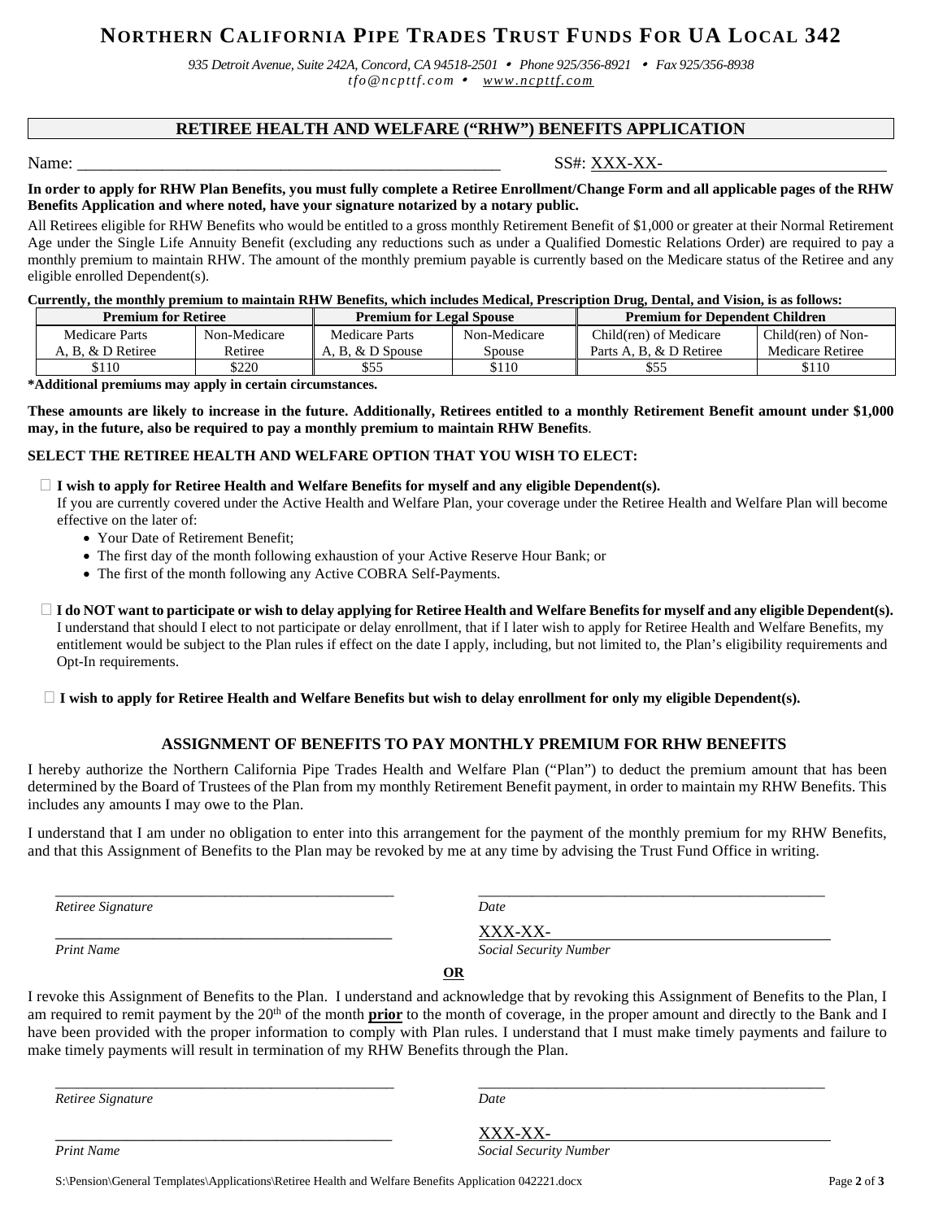# NORTHERN CALIFORNIA PIPE TRADES TRUST FUNDS FOR UA LOCAL 342

*935 Detroit Avenue, Suite 242A, Concord, CA 94518-2501 • Phone 925/356-8921 • Fax 925/356-8938*
*tfo@ncpttf.com • www.ncpttf.com*

## RETIREE HEALTH AND WELFARE ("RHW") BENEFITS APPLICATION

Name: ________________________________________________ SS#: XXX-XX-________________

**In order to apply for RHW Plan Benefits, you must fully complete a Retiree Enrollment/Change Form and all applicable pages of the RHW Benefits Application and where noted, have your signature notarized by a notary public.**

All Retirees eligible for RHW Benefits who would be entitled to a gross monthly Retirement Benefit of $1,000 or greater at their Normal Retirement Age under the Single Life Annuity Benefit (excluding any reductions such as under a Qualified Domestic Relations Order) are required to pay a monthly premium to maintain RHW. The amount of the monthly premium payable is currently based on the Medicare status of the Retiree and any eligible enrolled Dependent(s).

**Currently, the monthly premium to maintain RHW Benefits, which includes Medical, Prescription Drug, Dental, and Vision, is as follows:**

| Premium for Retiree | | Premium for Legal Spouse | | Premium for Dependent Children | |
|---|---|---|---|---|---|
| Medicare Parts A, B, & D Retiree | Non-Medicare Retiree | Medicare Parts A, B, & D Spouse | Non-Medicare Spouse | Child(ren) of Medicare Parts A, B, & D Retiree | Child(ren) of Non-Medicare Retiree |
| $110 | $220 | $55 | $110 | $55 | $110 |

**\*Additional premiums may apply in certain circumstances.**

**These amounts are likely to increase in the future. Additionally, Retirees entitled to a monthly Retirement Benefit amount under $1,000 may, in the future, also be required to pay a monthly premium to maintain RHW Benefits**.

**SELECT THE RETIREE HEALTH AND WELFARE OPTION THAT YOU WISH TO ELECT:**

☐ **I wish to apply for Retiree Health and Welfare Benefits for myself and any eligible Dependent(s).**
If you are currently covered under the Active Health and Welfare Plan, your coverage under the Retiree Health and Welfare Plan will become effective on the later of:

- Your Date of Retirement Benefit;
- The first day of the month following exhaustion of your Active Reserve Hour Bank; or
- The first of the month following any Active COBRA Self-Payments.

☐ **I do NOT want to participate or wish to delay applying for Retiree Health and Welfare Benefits for myself and any eligible Dependent(s).**
I understand that should I elect to not participate or delay enrollment, that if I later wish to apply for Retiree Health and Welfare Benefits, my entitlement would be subject to the Plan rules if effect on the date I apply, including, but not limited to, the Plan's eligibility requirements and Opt-In requirements.

☐ **I wish to apply for Retiree Health and Welfare Benefits but wish to delay enrollment for only my eligible Dependent(s).**

### ASSIGNMENT OF BENEFITS TO PAY MONTHLY PREMIUM FOR RHW BENEFITS

I hereby authorize the Northern California Pipe Trades Health and Welfare Plan ("Plan") to deduct the premium amount that has been determined by the Board of Trustees of the Plan from my monthly Retirement Benefit payment, in order to maintain my RHW Benefits. This includes any amounts I may owe to the Plan.

I understand that I am under no obligation to enter into this arrangement for the payment of the monthly premium for my RHW Benefits, and that this Assignment of Benefits to the Plan may be revoked by me at any time by advising the Trust Fund Office in writing.

________________________________________ ________________________________________
*Retiree Signature* *Date*

________________________________________ XXX-XX-________________________________
*Print Name* *Social Security Number*

**OR**

I revoke this Assignment of Benefits to the Plan. I understand and acknowledge that by revoking this Assignment of Benefits to the Plan, I am required to remit payment by the 20th of the month **prior** to the month of coverage, in the proper amount and directly to the Bank and I have been provided with the proper information to comply with Plan rules. I understand that I must make timely payments and failure to make timely payments will result in termination of my RHW Benefits through the Plan.

________________________________________ ________________________________________
*Retiree Signature* *Date*

________________________________________ XXX-XX-________________________________
*Print Name* *Social Security Number*

S:\Pension\General Templates\Applications\Retiree Health and Welfare Benefits Application 042221.docx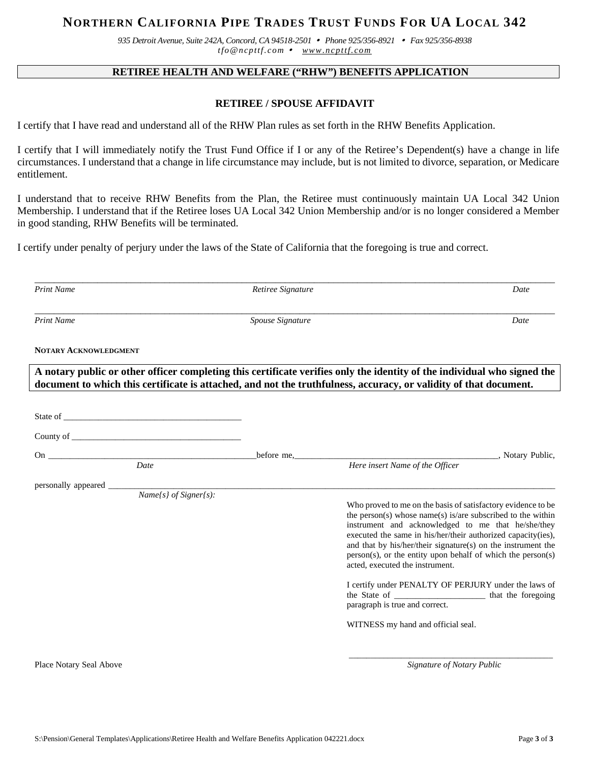# NORTHERN CALIFORNIA PIPE TRADES TRUST FUNDS FOR UA LOCAL 342

*935 Detroit Avenue, Suite 242A, Concord, CA 94518-2501 • Phone 925/356-8921 • Fax 925/356-8938*
*tfo@ncpttf.com • www.ncpttf.com*

## RETIREE HEALTH AND WELFARE ("RHW") BENEFITS APPLICATION

### RETIREE / SPOUSE AFFIDAVIT

I certify that I have read and understand all of the RHW Plan rules as set forth in the RHW Benefits Application.

I certify that I will immediately notify the Trust Fund Office if I or any of the Retiree's Dependent(s) have a change in life circumstances. I understand that a change in life circumstance may include, but is not limited to divorce, separation, or Medicare entitlement.

I understand that to receive RHW Benefits from the Plan, the Retiree must continuously maintain UA Local 342 Union Membership. I understand that if the Retiree loses UA Local 342 Union Membership and/or is no longer considered a Member in good standing, RHW Benefits will be terminated.

I certify under penalty of perjury under the laws of the State of California that the foregoing is true and correct.

___________________________________________________________________________________________

*Print Name* *Retiree Signature* *Date*

___________________________________________________________________________________________

*Print Name* *Spouse Signature* *Date*

**NOTARY ACKNOWLEDGMENT**

**A notary public or other officer completing this certificate verifies only the identity of the individual who signed the document to which this certificate is attached, and not the truthfulness, accuracy, or validity of that document.**

State of ________________________________________

County of ______________________________________

On ________________________________________________before me,_______________________________________________, Notary Public,

*Date* *Here insert Name of the Officer*

personally appeared _______________________________________________________________________________________

*Name{s} of Signer{s}:*

Who proved to me on the basis of satisfactory evidence to be the person(s) whose name(s) is/are subscribed to the within instrument and acknowledged to me that he/she/they executed the same in his/her/their authorized capacity(ies), and that by his/her/their signature(s) on the instrument the person(s), or the entity upon behalf of which the person(s) acted, executed the instrument.

I certify under PENALTY OF PERJURY under the laws of the State of _____________________ that the foregoing paragraph is true and correct.

WITNESS my hand and official seal.

Place Notary Seal Above

_______________________________________________

*Signature of Notary Public*

S:\Pension\General Templates\Applications\Retiree Health and Welfare Benefits Application 042221.docx